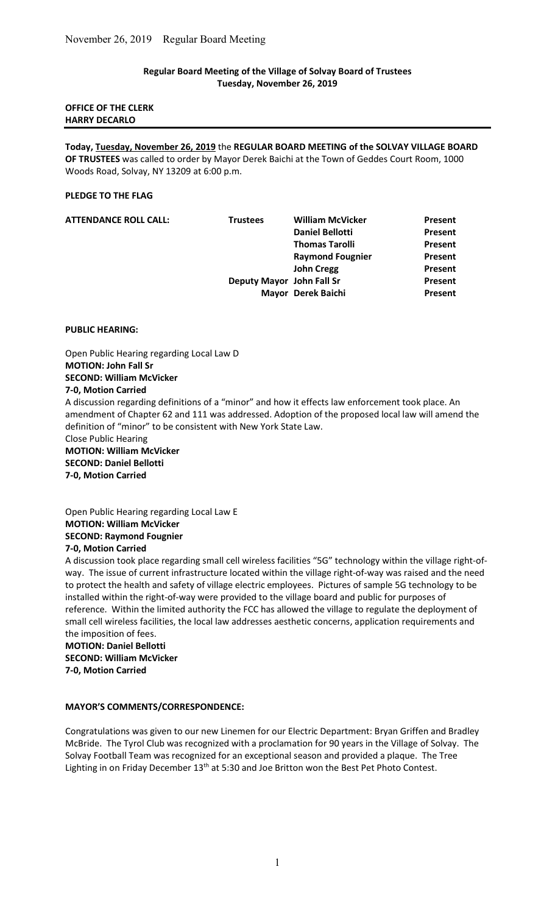**Regular Board Meeting of the Village of Solvay Board of Trustees**
**Tuesday, November 26, 2019**

**OFFICE OF THE CLERK**
**HARRY DECARLO**

---

**Today, Tuesday, November 26, 2019** the **REGULAR BOARD MEETING of the SOLVAY VILLAGE BOARD OF TRUSTEES** was called to order by Mayor Derek Baichi at the Town of Geddes Court Room, 1000 Woods Road, Solvay, NY 13209 at 6:00 p.m.

**PLEDGE TO THE FLAG**

| **ATTENDANCE ROLL CALL:** | **Trustees** | **William McVicker** | **Present** |
|---|---|---|---|
| | | **Daniel Bellotti** | **Present** |
| | | **Thomas Tarolli** | **Present** |
| | | **Raymond Fougnier** | **Present** |
| | | **John Cregg** | **Present** |
| | **Deputy Mayor** | **John Fall Sr** | **Present** |
| | **Mayor** | **Derek Baichi** | **Present** |

**PUBLIC HEARING:**

Open Public Hearing regarding Local Law D
**MOTION: John Fall Sr**
**SECOND: William McVicker**
**7-0, Motion Carried**
A discussion regarding definitions of a "minor" and how it effects law enforcement took place. An amendment of Chapter 62 and 111 was addressed. Adoption of the proposed local law will amend the definition of "minor" to be consistent with New York State Law.
Close Public Hearing
**MOTION: William McVicker**
**SECOND: Daniel Bellotti**
**7-0, Motion Carried**

Open Public Hearing regarding Local Law E
**MOTION: William McVicker**
**SECOND: Raymond Fougnier**
**7-0, Motion Carried**
A discussion took place regarding small cell wireless facilities "5G" technology within the village right-of-way. The issue of current infrastructure located within the village right-of-way was raised and the need to protect the health and safety of village electric employees. Pictures of sample 5G technology to be installed within the right-of-way were provided to the village board and public for purposes of reference. Within the limited authority the FCC has allowed the village to regulate the deployment of small cell wireless facilities, the local law addresses aesthetic concerns, application requirements and the imposition of fees.
**MOTION: Daniel Bellotti**
**SECOND: William McVicker**
**7-0, Motion Carried**

**MAYOR'S COMMENTS/CORRESPONDENCE:**

Congratulations was given to our new Linemen for our Electric Department: Bryan Griffen and Bradley McBride. The Tyrol Club was recognized with a proclamation for 90 years in the Village of Solvay. The Solvay Football Team was recognized for an exceptional season and provided a plaque. The Tree Lighting in on Friday December 13th at 5:30 and Joe Britton won the Best Pet Photo Contest.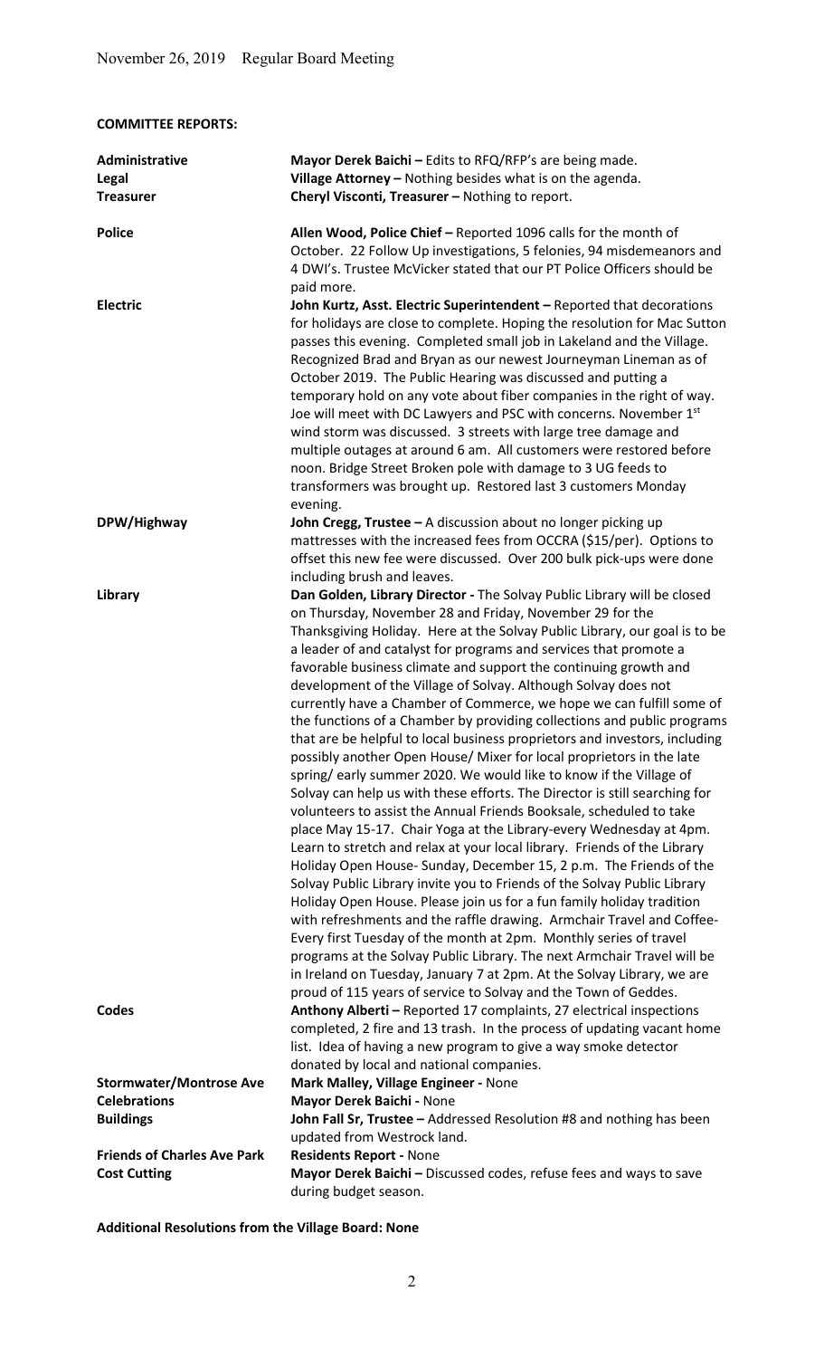**COMMITTEE REPORTS:**

| | |
|---|---|
| Administrative | **Mayor Derek Baichi –** Edits to RFQ/RFP's are being made. |
| Legal | **Village Attorney –** Nothing besides what is on the agenda. |
| **Treasurer** | **Cheryl Visconti, Treasurer –** Nothing to report. |
| **Police** | **Allen Wood, Police Chief –** Reported 1096 calls for the month of October. 22 Follow Up investigations, 5 felonies, 94 misdemeanors and 4 DWI's. Trustee McVicker stated that our PT Police Officers should be paid more. |
| **Electric** | **John Kurtz, Asst. Electric Superintendent –** Reported that decorations for holidays are close to complete. Hoping the resolution for Mac Sutton passes this evening. Completed small job in Lakeland and the Village. Recognized Brad and Bryan as our newest Journeyman Lineman as of October 2019. The Public Hearing was discussed and putting a temporary hold on any vote about fiber companies in the right of way. Joe will meet with DC Lawyers and PSC with concerns. November 1st wind storm was discussed. 3 streets with large tree damage and multiple outages at around 6 am. All customers were restored before noon. Bridge Street Broken pole with damage to 3 UG feeds to transformers was brought up. Restored last 3 customers Monday evening. |
| **DPW/Highway** | **John Cregg, Trustee –** A discussion about no longer picking up mattresses with the increased fees from OCCRA ($15/per). Options to offset this new fee were discussed. Over 200 bulk pick-ups were done including brush and leaves. |
| **Library** | **Dan Golden, Library Director -** The Solvay Public Library will be closed on Thursday, November 28 and Friday, November 29 for the Thanksgiving Holiday. Here at the Solvay Public Library, our goal is to be a leader of and catalyst for programs and services that promote a favorable business climate and support the continuing growth and development of the Village of Solvay. Although Solvay does not currently have a Chamber of Commerce, we hope we can fulfill some of the functions of a Chamber by providing collections and public programs that are be helpful to local business proprietors and investors, including possibly another Open House/ Mixer for local proprietors in the late spring/ early summer 2020. We would like to know if the Village of Solvay can help us with these efforts. The Director is still searching for volunteers to assist the Annual Friends Booksale, scheduled to take place May 15-17. Chair Yoga at the Library-every Wednesday at 4pm. Learn to stretch and relax at your local library. Friends of the Library Holiday Open House- Sunday, December 15, 2 p.m. The Friends of the Solvay Public Library invite you to Friends of the Solvay Public Library Holiday Open House. Please join us for a fun family holiday tradition with refreshments and the raffle drawing. Armchair Travel and Coffee- Every first Tuesday of the month at 2pm. Monthly series of travel programs at the Solvay Public Library. The next Armchair Travel will be in Ireland on Tuesday, January 7 at 2pm. At the Solvay Library, we are proud of 115 years of service to Solvay and the Town of Geddes. |
| **Codes** | **Anthony Alberti –** Reported 17 complaints, 27 electrical inspections completed, 2 fire and 13 trash. In the process of updating vacant home list. Idea of having a new program to give a way smoke detector donated by local and national companies. |
| **Stormwater/Montrose Ave** | **Mark Malley, Village Engineer -** None |
| **Celebrations** | **Mayor Derek Baichi -** None |
| **Buildings** | **John Fall Sr, Trustee –** Addressed Resolution #8 and nothing has been updated from Westrock land. |
| **Friends of Charles Ave Park** | **Residents Report -** None |
| **Cost Cutting** | **Mayor Derek Baichi –** Discussed codes, refuse fees and ways to save during budget season. |

**Additional Resolutions from the Village Board: None**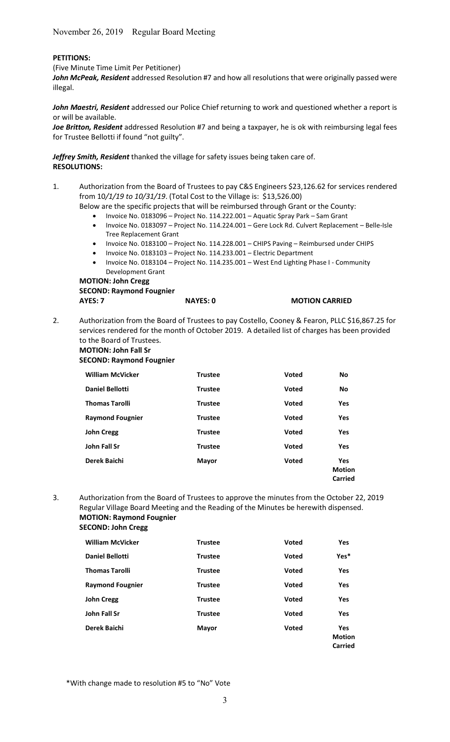November 26, 2019 Regular Board Meeting

**PETITIONS:**

(Five Minute Time Limit Per Petitioner)

***John McPeak, Resident*** addressed Resolution #7 and how all resolutions that were originally passed were illegal.

***John Maestri, Resident*** addressed our Police Chief returning to work and questioned whether a report is or will be available.

***Joe Britton, Resident*** addressed Resolution #7 and being a taxpayer, he is ok with reimbursing legal fees for Trustee Bellotti if found "not guilty".

***Jeffrey Smith, Resident*** thanked the village for safety issues being taken care of.

**RESOLUTIONS:**

1. Authorization from the Board of Trustees to pay C&S Engineers $23,126.62 for services rendered from *10/1/19 to 10/31/19*. (Total Cost to the Village is: $13,526.00)

   Below are the specific projects that will be reimbursed through Grant or the County:

   - Invoice No. 0183096 – Project No. 114.222.001 – Aquatic Spray Park – Sam Grant
   - Invoice No. 0183097 – Project No. 114.224.001 – Gere Lock Rd. Culvert Replacement – Belle-Isle Tree Replacement Grant
   - Invoice No. 0183100 – Project No. 114.228.001 – CHIPS Paving – Reimbursed under CHIPS
   - Invoice No. 0183103 – Project No. 114.233.001 – Electric Department
   - Invoice No. 0183104 – Project No. 114.235.001 – West End Lighting Phase I - Community Development Grant

   **MOTION: John Cregg**
   **SECOND: Raymond Fougnier**

   | AYES: 7 | NAYES: 0 | MOTION CARRIED |
   |---|---|---|

2. Authorization from the Board of Trustees to pay Costello, Cooney & Fearon, PLLC $16,867.25 for services rendered for the month of October 2019. A detailed list of charges has been provided to the Board of Trustees.

   **MOTION: John Fall Sr**
   **SECOND: Raymond Fougnier**

   | | | | |
   |---|---|---|---|
   | **William McVicker** | **Trustee** | **Voted** | **No** |
   | **Daniel Bellotti** | **Trustee** | **Voted** | **No** |
   | **Thomas Tarolli** | **Trustee** | **Voted** | **Yes** |
   | **Raymond Fougnier** | **Trustee** | **Voted** | **Yes** |
   | **John Cregg** | **Trustee** | **Voted** | **Yes** |
   | **John Fall Sr** | **Trustee** | **Voted** | **Yes** |
   | **Derek Baichi** | **Mayor** | **Voted** | **Yes Motion Carried** |

3. Authorization from the Board of Trustees to approve the minutes from the October 22, 2019 Regular Village Board Meeting and the Reading of the Minutes be herewith dispensed.

   **MOTION: Raymond Fougnier**
   **SECOND: John Cregg**

   | | | | |
   |---|---|---|---|
   | **William McVicker** | **Trustee** | **Voted** | **Yes** |
   | **Daniel Bellotti** | **Trustee** | **Voted** | **Yes*** |
   | **Thomas Tarolli** | **Trustee** | **Voted** | **Yes** |
   | **Raymond Fougnier** | **Trustee** | **Voted** | **Yes** |
   | **John Cregg** | **Trustee** | **Voted** | **Yes** |
   | **John Fall Sr** | **Trustee** | **Voted** | **Yes** |
   | **Derek Baichi** | **Mayor** | **Voted** | **Yes Motion Carried** |

\*With change made to resolution #5 to "No" Vote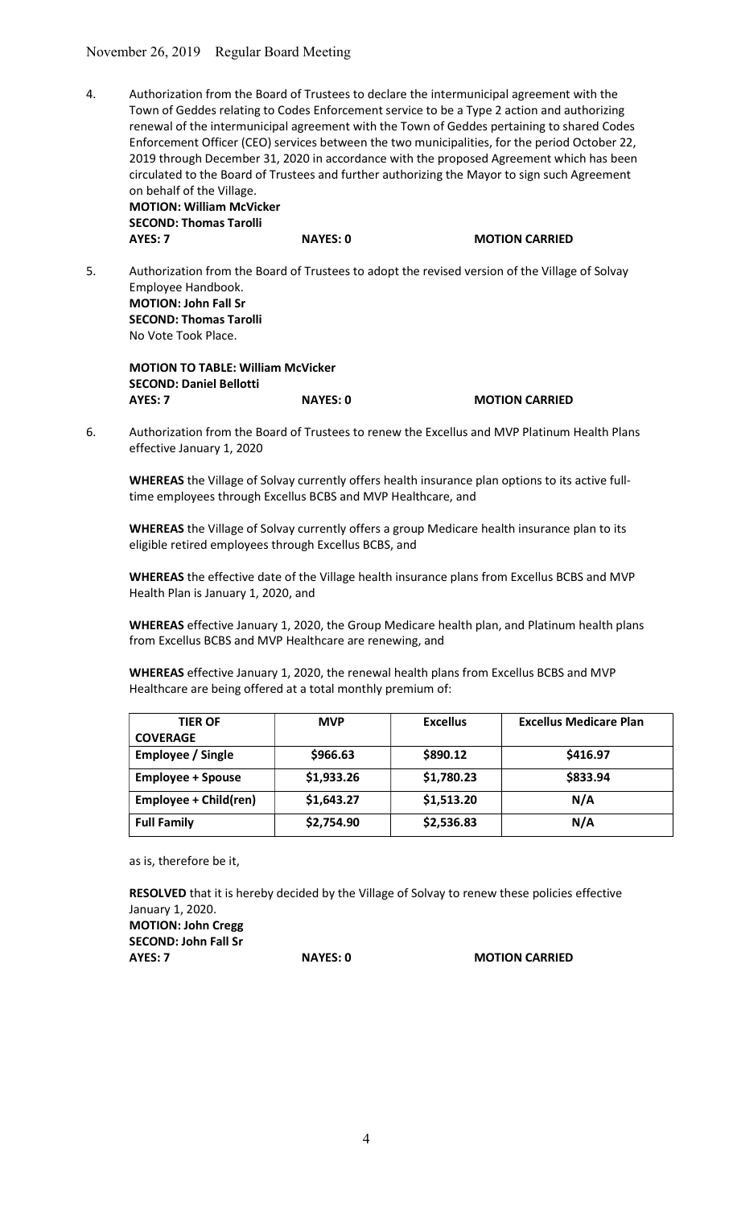4. Authorization from the Board of Trustees to declare the intermunicipal agreement with the Town of Geddes relating to Codes Enforcement service to be a Type 2 action and authorizing renewal of the intermunicipal agreement with the Town of Geddes pertaining to shared Codes Enforcement Officer (CEO) services between the two municipalities, for the period October 22, 2019 through December 31, 2020 in accordance with the proposed Agreement which has been circulated to the Board of Trustees and further authorizing the Mayor to sign such Agreement on behalf of the Village.
   **MOTION: William McVicker**
   **SECOND: Thomas Tarolli**
   **AYES: 7** **NAYES: 0** **MOTION CARRIED**

5. Authorization from the Board of Trustees to adopt the revised version of the Village of Solvay Employee Handbook.
   **MOTION: John Fall Sr**
   **SECOND: Thomas Tarolli**
   No Vote Took Place.

   **MOTION TO TABLE: William McVicker**
   **SECOND: Daniel Bellotti**
   **AYES: 7** **NAYES: 0** **MOTION CARRIED**

6. Authorization from the Board of Trustees to renew the Excellus and MVP Platinum Health Plans effective January 1, 2020

   **WHEREAS** the Village of Solvay currently offers health insurance plan options to its active full-time employees through Excellus BCBS and MVP Healthcare, and

   **WHEREAS** the Village of Solvay currently offers a group Medicare health insurance plan to its eligible retired employees through Excellus BCBS, and

   **WHEREAS** the effective date of the Village health insurance plans from Excellus BCBS and MVP Health Plan is January 1, 2020, and

   **WHEREAS** effective January 1, 2020, the Group Medicare health plan, and Platinum health plans from Excellus BCBS and MVP Healthcare are renewing, and

   **WHEREAS** effective January 1, 2020, the renewal health plans from Excellus BCBS and MVP Healthcare are being offered at a total monthly premium of:

| TIER OF COVERAGE | MVP | Excellus | Excellus Medicare Plan |
|---|---|---|---|
| Employee / Single | $966.63 | $890.12 | $416.97 |
| Employee + Spouse | $1,933.26 | $1,780.23 | $833.94 |
| Employee + Child(ren) | $1,643.27 | $1,513.20 | N/A |
| Full Family | $2,754.90 | $2,536.83 | N/A |

   as is, therefore be it,

   **RESOLVED** that it is hereby decided by the Village of Solvay to renew these policies effective January 1, 2020.
   **MOTION: John Cregg**
   **SECOND: John Fall Sr**
   **AYES: 7** **NAYES: 0** **MOTION CARRIED**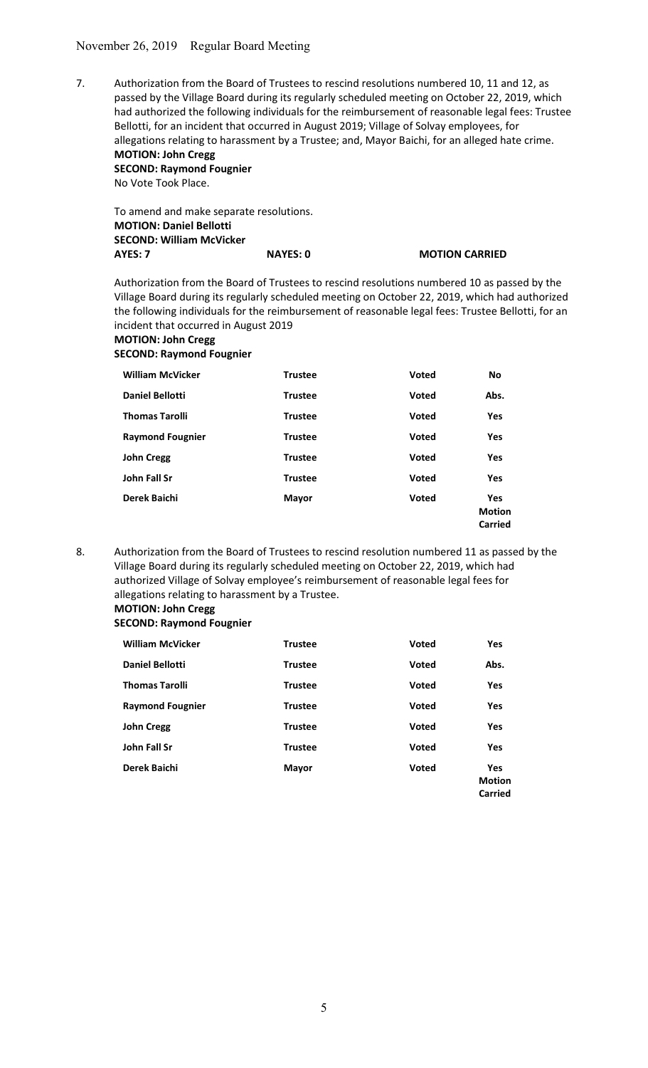7. Authorization from the Board of Trustees to rescind resolutions numbered 10, 11 and 12, as passed by the Village Board during its regularly scheduled meeting on October 22, 2019, which had authorized the following individuals for the reimbursement of reasonable legal fees: Trustee Bellotti, for an incident that occurred in August 2019; Village of Solvay employees, for allegations relating to harassment by a Trustee; and, Mayor Baichi, for an alleged hate crime.
   **MOTION: John Cregg**
   **SECOND: Raymond Fougnier**
   No Vote Took Place.

   To amend and make separate resolutions.
   **MOTION: Daniel Bellotti**
   **SECOND: William McVicker**
   **AYES: 7** **NAYES: 0** **MOTION CARRIED**

   Authorization from the Board of Trustees to rescind resolutions numbered 10 as passed by the Village Board during its regularly scheduled meeting on October 22, 2019, which had authorized the following individuals for the reimbursement of reasonable legal fees: Trustee Bellotti, for an incident that occurred in August 2019
   **MOTION: John Cregg**
   **SECOND: Raymond Fougnier**

| | | | |
|---|---|---|---|
| **William McVicker** | **Trustee** | **Voted** | **No** |
| **Daniel Bellotti** | **Trustee** | **Voted** | **Abs.** |
| **Thomas Tarolli** | **Trustee** | **Voted** | **Yes** |
| **Raymond Fougnier** | **Trustee** | **Voted** | **Yes** |
| **John Cregg** | **Trustee** | **Voted** | **Yes** |
| **John Fall Sr** | **Trustee** | **Voted** | **Yes** |
| **Derek Baichi** | **Mayor** | **Voted** | **Yes Motion Carried** |

8. Authorization from the Board of Trustees to rescind resolution numbered 11 as passed by the Village Board during its regularly scheduled meeting on October 22, 2019, which had authorized Village of Solvay employee's reimbursement of reasonable legal fees for allegations relating to harassment by a Trustee.
   **MOTION: John Cregg**
   **SECOND: Raymond Fougnier**

| | | | |
|---|---|---|---|
| **William McVicker** | **Trustee** | **Voted** | **Yes** |
| **Daniel Bellotti** | **Trustee** | **Voted** | **Abs.** |
| **Thomas Tarolli** | **Trustee** | **Voted** | **Yes** |
| **Raymond Fougnier** | **Trustee** | **Voted** | **Yes** |
| **John Cregg** | **Trustee** | **Voted** | **Yes** |
| **John Fall Sr** | **Trustee** | **Voted** | **Yes** |
| **Derek Baichi** | **Mayor** | **Voted** | **Yes Motion Carried** |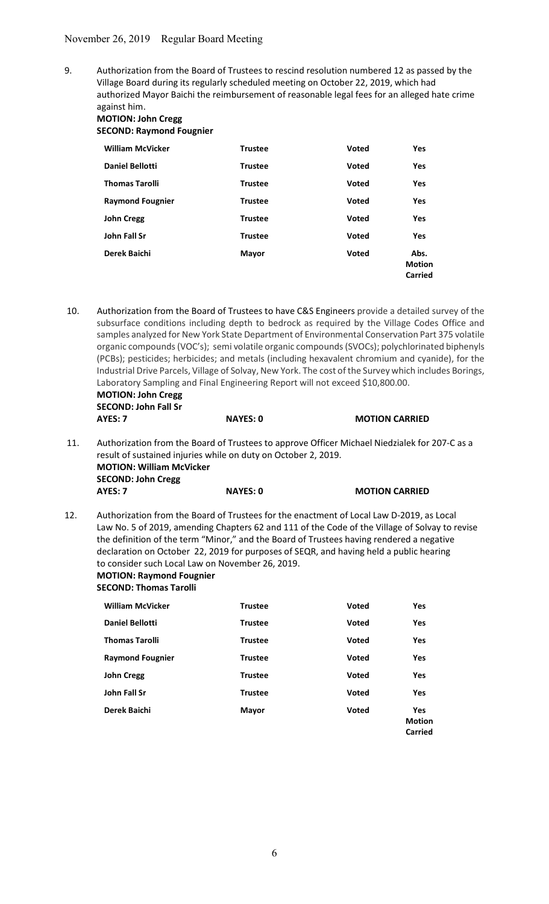November 26, 2019 Regular Board Meeting

9. Authorization from the Board of Trustees to rescind resolution numbered 12 as passed by the Village Board during its regularly scheduled meeting on October 22, 2019, which had authorized Mayor Baichi the reimbursement of reasonable legal fees for an alleged hate crime against him.

**MOTION: John Cregg**
**SECOND: Raymond Fougnier**

| | | | |
|---|---|---|---|
| **William McVicker** | **Trustee** | **Voted** | **Yes** |
| **Daniel Bellotti** | **Trustee** | **Voted** | **Yes** |
| **Thomas Tarolli** | **Trustee** | **Voted** | **Yes** |
| **Raymond Fougnier** | **Trustee** | **Voted** | **Yes** |
| **John Cregg** | **Trustee** | **Voted** | **Yes** |
| **John Fall Sr** | **Trustee** | **Voted** | **Yes** |
| **Derek Baichi** | **Mayor** | **Voted** | **Abs.** |

**Motion Carried**

10. Authorization from the Board of Trustees to have C&S Engineers provide a detailed survey of the subsurface conditions including depth to bedrock as required by the Village Codes Office and samples analyzed for New York State Department of Environmental Conservation Part 375 volatile organic compounds (VOC's); semi volatile organic compounds (SVOCs); polychlorinated biphenyls (PCBs); pesticides; herbicides; and metals (including hexavalent chromium and cyanide), for the Industrial Drive Parcels, Village of Solvay, New York. The cost of the Survey which includes Borings, Laboratory Sampling and Final Engineering Report will not exceed $10,800.00.

**MOTION: John Cregg**
**SECOND: John Fall Sr**
**AYES: 7 NAYES: 0 MOTION CARRIED**

11. Authorization from the Board of Trustees to approve Officer Michael Niedzialek for 207-C as a result of sustained injuries while on duty on October 2, 2019.

**MOTION: William McVicker**
**SECOND: John Cregg**
**AYES: 7 NAYES: 0 MOTION CARRIED**

12. Authorization from the Board of Trustees for the enactment of Local Law D-2019, as Local Law No. 5 of 2019, amending Chapters 62 and 111 of the Code of the Village of Solvay to revise the definition of the term "Minor," and the Board of Trustees having rendered a negative declaration on October 22, 2019 for purposes of SEQR, and having held a public hearing to consider such Local Law on November 26, 2019.

**MOTION: Raymond Fougnier**
**SECOND: Thomas Tarolli**

| | | | |
|---|---|---|---|
| **William McVicker** | **Trustee** | **Voted** | **Yes** |
| **Daniel Bellotti** | **Trustee** | **Voted** | **Yes** |
| **Thomas Tarolli** | **Trustee** | **Voted** | **Yes** |
| **Raymond Fougnier** | **Trustee** | **Voted** | **Yes** |
| **John Cregg** | **Trustee** | **Voted** | **Yes** |
| **John Fall Sr** | **Trustee** | **Voted** | **Yes** |
| **Derek Baichi** | **Mayor** | **Voted** | **Yes** |

**Motion Carried**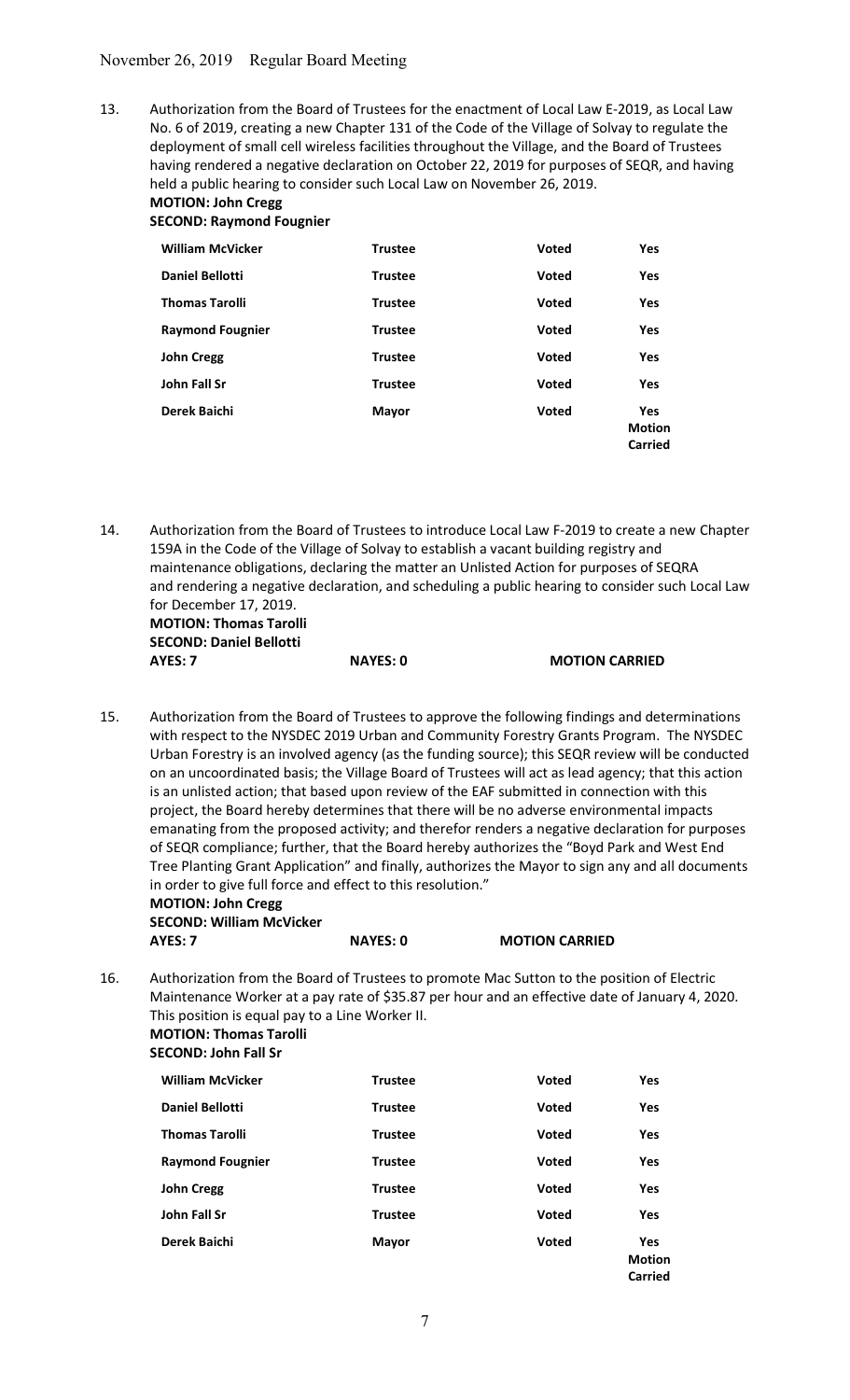13. Authorization from the Board of Trustees for the enactment of Local Law E-2019, as Local Law No. 6 of 2019, creating a new Chapter 131 of the Code of the Village of Solvay to regulate the deployment of small cell wireless facilities throughout the Village, and the Board of Trustees having rendered a negative declaration on October 22, 2019 for purposes of SEQR, and having held a public hearing to consider such Local Law on November 26, 2019.
**MOTION: John Cregg**
**SECOND: Raymond Fougnier**

| | | | |
|---|---|---|---|
| **William McVicker** | **Trustee** | **Voted** | **Yes** |
| **Daniel Bellotti** | **Trustee** | **Voted** | **Yes** |
| **Thomas Tarolli** | **Trustee** | **Voted** | **Yes** |
| **Raymond Fougnier** | **Trustee** | **Voted** | **Yes** |
| **John Cregg** | **Trustee** | **Voted** | **Yes** |
| **John Fall Sr** | **Trustee** | **Voted** | **Yes** |
| **Derek Baichi** | **Mayor** | **Voted** | **Yes Motion Carried** |

14. Authorization from the Board of Trustees to introduce Local Law F-2019 to create a new Chapter 159A in the Code of the Village of Solvay to establish a vacant building registry and maintenance obligations, declaring the matter an Unlisted Action for purposes of SEQRA and rendering a negative declaration, and scheduling a public hearing to consider such Local Law for December 17, 2019.
**MOTION: Thomas Tarolli**
**SECOND: Daniel Bellotti**
**AYES: 7** **NAYES: 0** **MOTION CARRIED**

15. Authorization from the Board of Trustees to approve the following findings and determinations with respect to the NYSDEC 2019 Urban and Community Forestry Grants Program. The NYSDEC Urban Forestry is an involved agency (as the funding source); this SEQR review will be conducted on an uncoordinated basis; the Village Board of Trustees will act as lead agency; that this action is an unlisted action; that based upon review of the EAF submitted in connection with this project, the Board hereby determines that there will be no adverse environmental impacts emanating from the proposed activity; and therefor renders a negative declaration for purposes of SEQR compliance; further, that the Board hereby authorizes the "Boyd Park and West End Tree Planting Grant Application" and finally, authorizes the Mayor to sign any and all documents in order to give full force and effect to this resolution."
**MOTION: John Cregg**
**SECOND: William McVicker**
**AYES: 7** **NAYES: 0** **MOTION CARRIED**

16. Authorization from the Board of Trustees to promote Mac Sutton to the position of Electric Maintenance Worker at a pay rate of $35.87 per hour and an effective date of January 4, 2020. This position is equal pay to a Line Worker II.
**MOTION: Thomas Tarolli**
**SECOND: John Fall Sr**

| | | | |
|---|---|---|---|
| **William McVicker** | **Trustee** | **Voted** | **Yes** |
| **Daniel Bellotti** | **Trustee** | **Voted** | **Yes** |
| **Thomas Tarolli** | **Trustee** | **Voted** | **Yes** |
| **Raymond Fougnier** | **Trustee** | **Voted** | **Yes** |
| **John Cregg** | **Trustee** | **Voted** | **Yes** |
| **John Fall Sr** | **Trustee** | **Voted** | **Yes** |
| **Derek Baichi** | **Mayor** | **Voted** | **Yes Motion Carried** |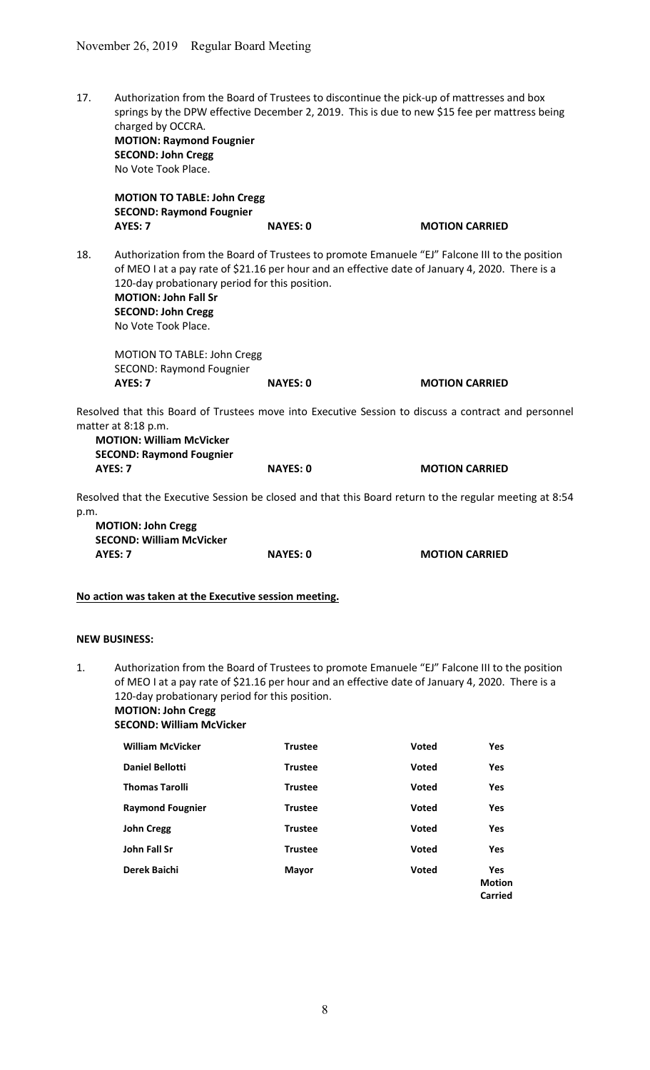17. Authorization from the Board of Trustees to discontinue the pick-up of mattresses and box springs by the DPW effective December 2, 2019. This is due to new $15 fee per mattress being charged by OCCRA.
**MOTION: Raymond Fougnier**
**SECOND: John Cregg**
No Vote Took Place.

**MOTION TO TABLE: John Cregg**
**SECOND: Raymond Fougnier**
**AYES: 7** **NAYES: 0** **MOTION CARRIED**

18. Authorization from the Board of Trustees to promote Emanuele "EJ" Falcone III to the position of MEO I at a pay rate of $21.16 per hour and an effective date of January 4, 2020. There is a 120-day probationary period for this position.
**MOTION: John Fall Sr**
**SECOND: John Cregg**
No Vote Took Place.

MOTION TO TABLE: John Cregg
SECOND: Raymond Fougnier
**AYES: 7** **NAYES: 0** **MOTION CARRIED**

Resolved that this Board of Trustees move into Executive Session to discuss a contract and personnel matter at 8:18 p.m.
**MOTION: William McVicker**
**SECOND: Raymond Fougnier**
**AYES: 7** **NAYES: 0** **MOTION CARRIED**

Resolved that the Executive Session be closed and that this Board return to the regular meeting at 8:54 p.m.
**MOTION: John Cregg**
**SECOND: William McVicker**
**AYES: 7** **NAYES: 0** **MOTION CARRIED**

**No action was taken at the Executive session meeting.**

**NEW BUSINESS:**

1. Authorization from the Board of Trustees to promote Emanuele "EJ" Falcone III to the position of MEO I at a pay rate of $21.16 per hour and an effective date of January 4, 2020. There is a 120-day probationary period for this position.
**MOTION: John Cregg**
**SECOND: William McVicker**

| | | | |
|---|---|---|---|
| **William McVicker** | **Trustee** | **Voted** | **Yes** |
| **Daniel Bellotti** | **Trustee** | **Voted** | **Yes** |
| **Thomas Tarolli** | **Trustee** | **Voted** | **Yes** |
| **Raymond Fougnier** | **Trustee** | **Voted** | **Yes** |
| **John Cregg** | **Trustee** | **Voted** | **Yes** |
| **John Fall Sr** | **Trustee** | **Voted** | **Yes** |
| **Derek Baichi** | **Mayor** | **Voted** | **Yes Motion Carried** |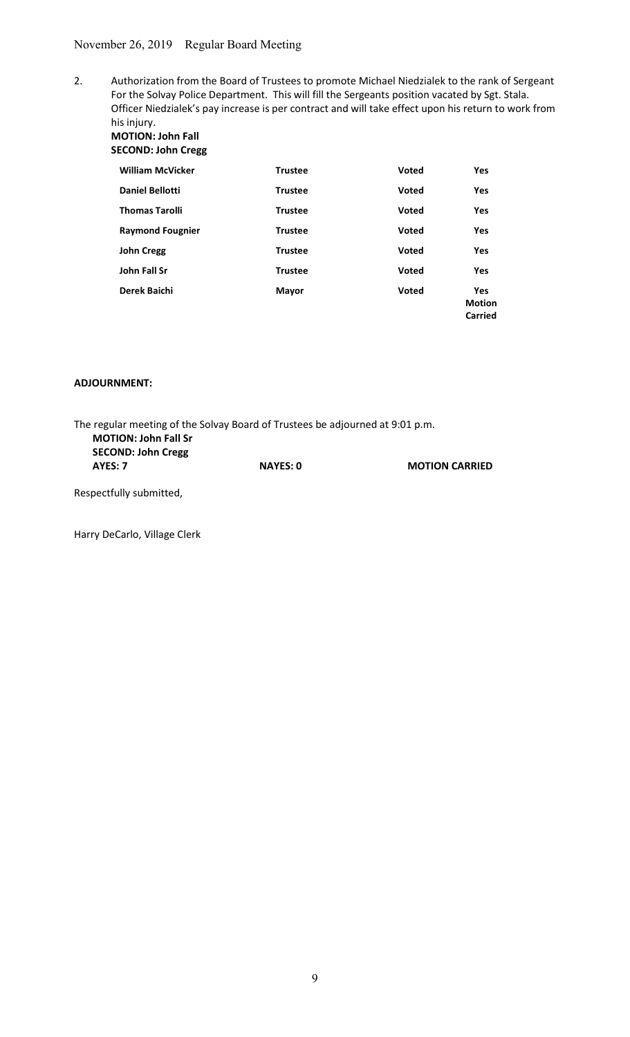2. Authorization from the Board of Trustees to promote Michael Niedzialek to the rank of Sergeant For the Solvay Police Department. This will fill the Sergeants position vacated by Sgt. Stala. Officer Niedzialek's pay increase is per contract and will take effect upon his return to work from his injury.

**MOTION: John Fall**
**SECOND: John Cregg**

| | | | |
|---|---|---|---|
| **William McVicker** | **Trustee** | **Voted** | **Yes** |
| **Daniel Bellotti** | **Trustee** | **Voted** | **Yes** |
| **Thomas Tarolli** | **Trustee** | **Voted** | **Yes** |
| **Raymond Fougnier** | **Trustee** | **Voted** | **Yes** |
| **John Cregg** | **Trustee** | **Voted** | **Yes** |
| **John Fall Sr** | **Trustee** | **Voted** | **Yes** |
| **Derek Baichi** | **Mayor** | **Voted** | **Yes Motion Carried** |

**ADJOURNMENT:**

The regular meeting of the Solvay Board of Trustees be adjourned at 9:01 p.m.

**MOTION: John Fall Sr**
**SECOND: John Cregg**
**AYES: 7** **NAYES: 0** **MOTION CARRIED**

Respectfully submitted,

Harry DeCarlo, Village Clerk